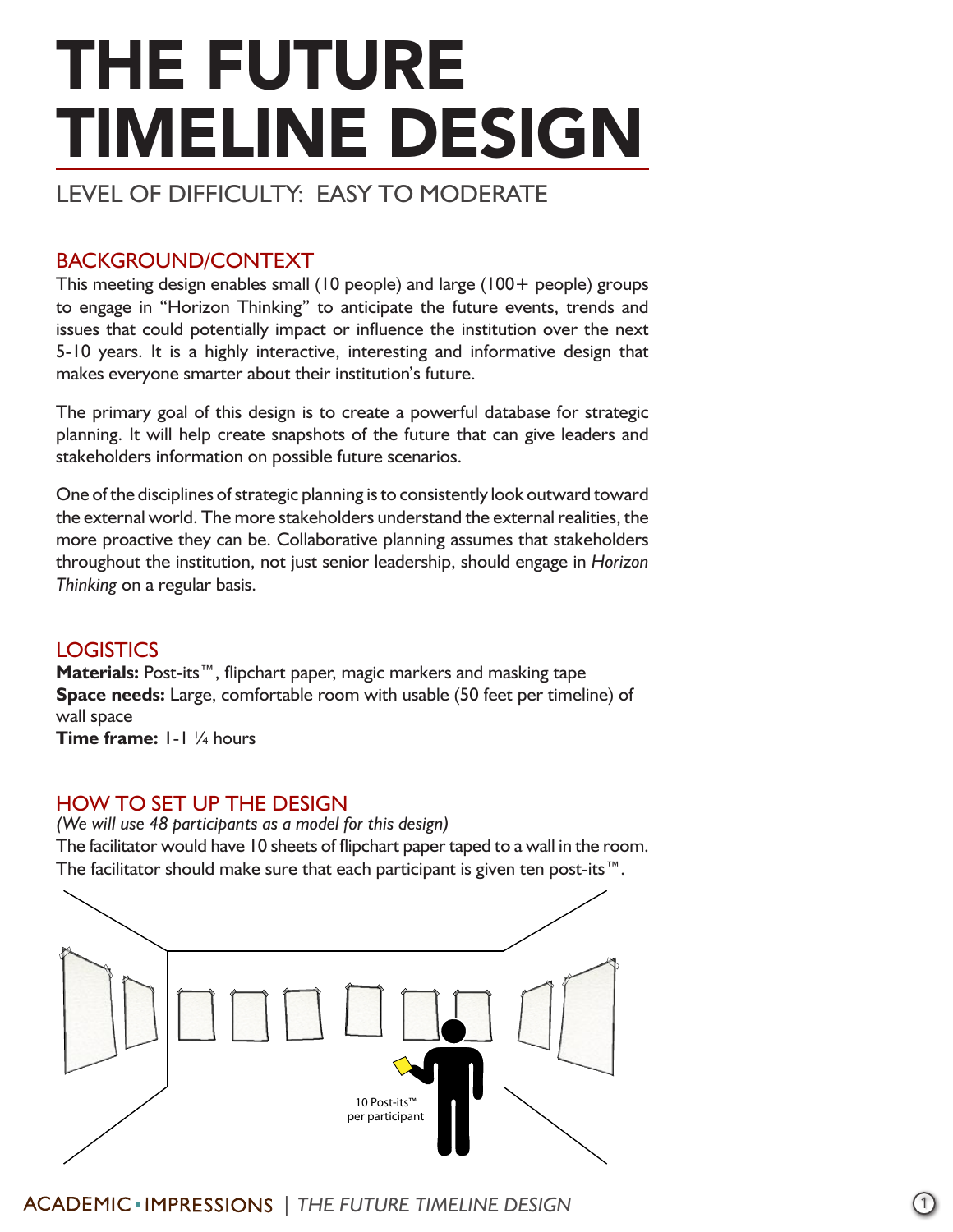# THE FUTURE TIMELINE DESIGN

## LEVEL OF DIFFICULTY: EASY TO MODERATE

### BACKGROUND/CONTEXT

This meeting design enables small (10 people) and large (100+ people) groups to engage in "Horizon Thinking" to anticipate the future events, trends and issues that could potentially impact or influence the institution over the next 5-10 years. It is a highly interactive, interesting and informative design that makes everyone smarter about their institution's future.

The primary goal of this design is to create a powerful database for strategic planning. It will help create snapshots of the future that can give leaders and stakeholders information on possible future scenarios.

One of the disciplines of strategic planning is to consistently look outward toward the external world. The more stakeholders understand the external realities, the more proactive they can be. Collaborative planning assumes that stakeholders throughout the institution, not just senior leadership, should engage in *Horizon Thinking* on a regular basis.

### LOGISTICS

**Materials:** Post-its™, flipchart paper, magic markers and masking tape
**Space needs:** Large, comfortable room with usable (50 feet per timeline) of wall space
**Time frame:** 1-1 ¼ hours

### HOW TO SET UP THE DESIGN

*(We will use 48 participants as a model for this design)*
The facilitator would have 10 sheets of flipchart paper taped to a wall in the room. The facilitator should make sure that each participant is given ten post-its™.

10 Post-its™ per participant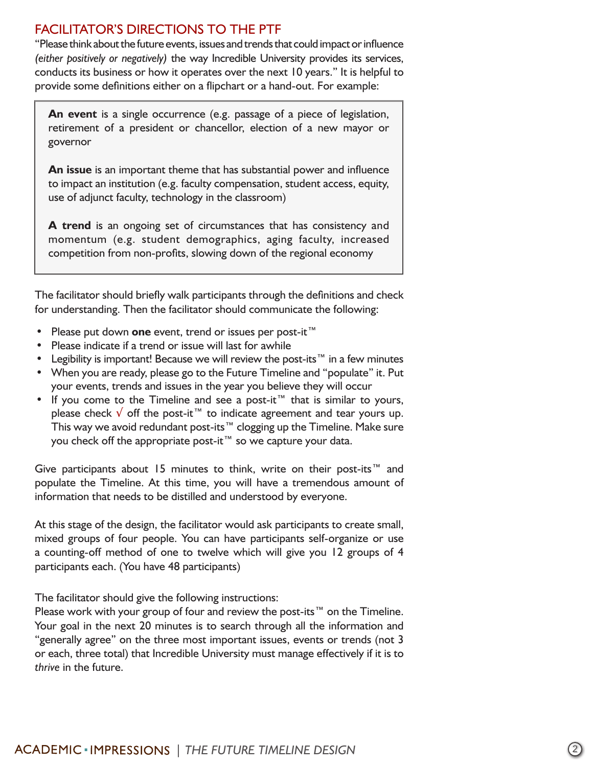## FACILITATOR'S DIRECTIONS TO THE PTF

"Please think about the future events, issues and trends that could impact or influence *(either positively or negatively)* the way Incredible University provides its services, conducts its business or how it operates over the next 10 years." It is helpful to provide some definitions either on a flipchart or a hand-out. For example:

> **An event** is a single occurrence (e.g. passage of a piece of legislation, retirement of a president or chancellor, election of a new mayor or governor
>
> **An issue** is an important theme that has substantial power and influence to impact an institution (e.g. faculty compensation, student access, equity, use of adjunct faculty, technology in the classroom)
>
> **A trend** is an ongoing set of circumstances that has consistency and momentum (e.g. student demographics, aging faculty, increased competition from non-profits, slowing down of the regional economy

The facilitator should briefly walk participants through the definitions and check for understanding. Then the facilitator should communicate the following:

- Please put down **one** event, trend or issues per post-it™
- Please indicate if a trend or issue will last for awhile
- Legibility is important! Because we will review the post-its™ in a few minutes
- When you are ready, please go to the Future Timeline and "populate" it. Put your events, trends and issues in the year you believe they will occur
- If you come to the Timeline and see a post-it™ that is similar to yours, please check √ off the post-it™ to indicate agreement and tear yours up. This way we avoid redundant post-its™ clogging up the Timeline. Make sure you check off the appropriate post-it™ so we capture your data.

Give participants about 15 minutes to think, write on their post-its™ and populate the Timeline. At this time, you will have a tremendous amount of information that needs to be distilled and understood by everyone.

At this stage of the design, the facilitator would ask participants to create small, mixed groups of four people. You can have participants self-organize or use a counting-off method of one to twelve which will give you 12 groups of 4 participants each. (You have 48 participants)

The facilitator should give the following instructions:
Please work with your group of four and review the post-its™ on the Timeline. Your goal in the next 20 minutes is to search through all the information and "generally agree" on the three most important issues, events or trends (not 3 or each, three total) that Incredible University must manage effectively if it is to *thrive* in the future.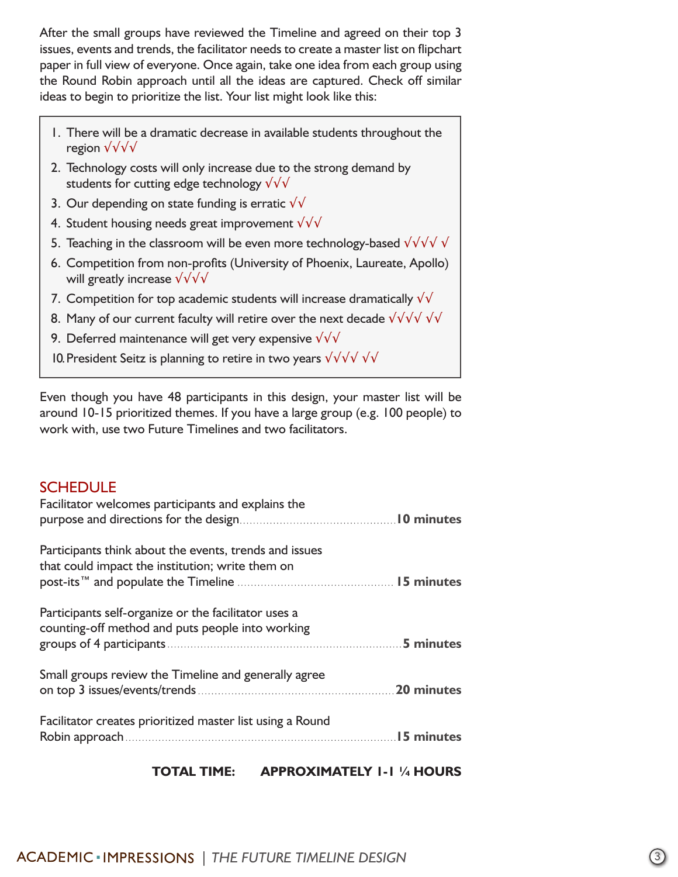After the small groups have reviewed the Timeline and agreed on their top 3 issues, events and trends, the facilitator needs to create a master list on flipchart paper in full view of everyone. Once again, take one idea from each group using the Round Robin approach until all the ideas are captured. Check off similar ideas to begin to prioritize the list. Your list might look like this:

1. There will be a dramatic decrease in available students throughout the region √√√√
2. Technology costs will only increase due to the strong demand by students for cutting edge technology √√√
3. Our depending on state funding is erratic √√
4. Student housing needs great improvement √√√
5. Teaching in the classroom will be even more technology-based √√√√ √
6. Competition from non-profits (University of Phoenix, Laureate, Apollo) will greatly increase √√√√
7. Competition for top academic students will increase dramatically √√
8. Many of our current faculty will retire over the next decade √√√√ √√
9. Deferred maintenance will get very expensive √√√
10. President Seitz is planning to retire in two years √√√√ √√

Even though you have 48 participants in this design, your master list will be around 10-15 prioritized themes. If you have a large group (e.g. 100 people) to work with, use two Future Timelines and two facilitators.

## SCHEDULE

Facilitator welcomes participants and explains the purpose and directions for the design .......... **10 minutes**

Participants think about the events, trends and issues that could impact the institution; write them on post-its™ and populate the Timeline .......... **15 minutes**

Participants self-organize or the facilitator uses a counting-off method and puts people into working groups of 4 participants .......... **5 minutes**

Small groups review the Timeline and generally agree on top 3 issues/events/trends .......... **20 minutes**

Facilitator creates prioritized master list using a Round Robin approach .......... **15 minutes**

**TOTAL TIME: APPROXIMATELY 1-1 ¼ HOURS**